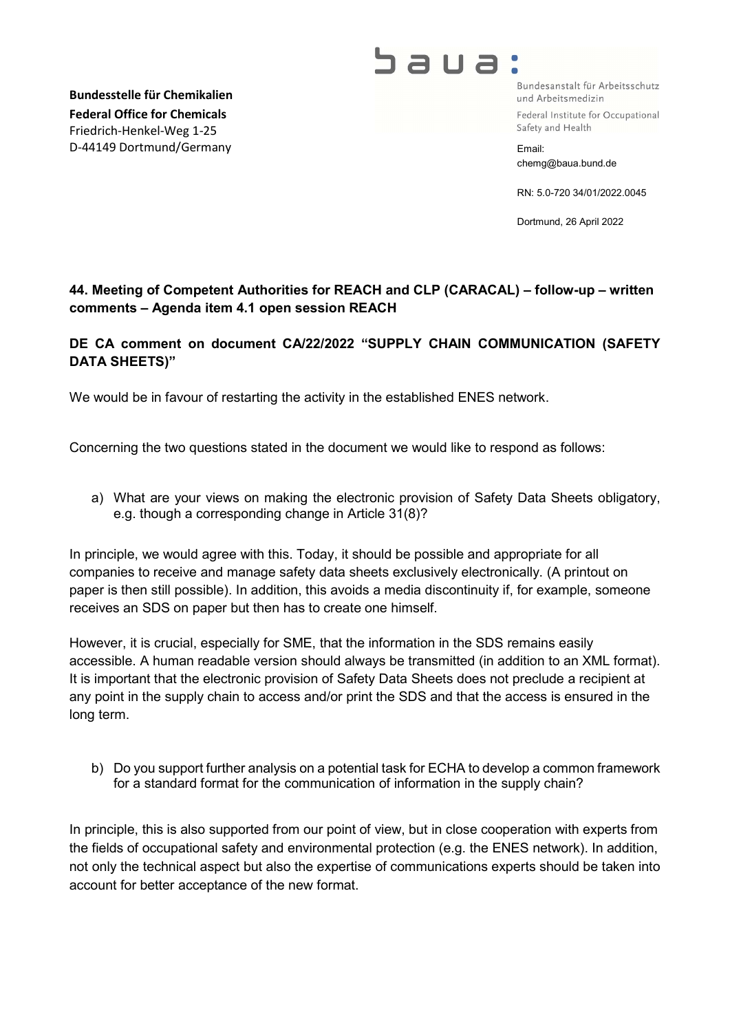**Bundesstelle für Chemikalien**
**Federal Office for Chemicals**
Friedrich-Henkel-Weg 1-25
D-44149 Dortmund/Germany

baua:
Bundesanstalt für Arbeitsschutz und Arbeitsmedizin
Federal Institute for Occupational Safety and Health

Email:
chemg@baua.bund.de

RN: 5.0-720 34/01/2022.0045

Dortmund, 26 April 2022

**44. Meeting of Competent Authorities for REACH and CLP (CARACAL) – follow-up – written comments – Agenda item 4.1 open session REACH**

**DE CA comment on document CA/22/2022 "SUPPLY CHAIN COMMUNICATION (SAFETY DATA SHEETS)"**

We would be in favour of restarting the activity in the established ENES network.

Concerning the two questions stated in the document we would like to respond as follows:

a) What are your views on making the electronic provision of Safety Data Sheets obligatory, e.g. though a corresponding change in Article 31(8)?

In principle, we would agree with this. Today, it should be possible and appropriate for all companies to receive and manage safety data sheets exclusively electronically. (A printout on paper is then still possible). In addition, this avoids a media discontinuity if, for example, someone receives an SDS on paper but then has to create one himself.

However, it is crucial, especially for SME, that the information in the SDS remains easily accessible. A human readable version should always be transmitted (in addition to an XML format). It is important that the electronic provision of Safety Data Sheets does not preclude a recipient at any point in the supply chain to access and/or print the SDS and that the access is ensured in the long term.

b) Do you support further analysis on a potential task for ECHA to develop a common framework for a standard format for the communication of information in the supply chain?

In principle, this is also supported from our point of view, but in close cooperation with experts from the fields of occupational safety and environmental protection (e.g. the ENES network). In addition, not only the technical aspect but also the expertise of communications experts should be taken into account for better acceptance of the new format.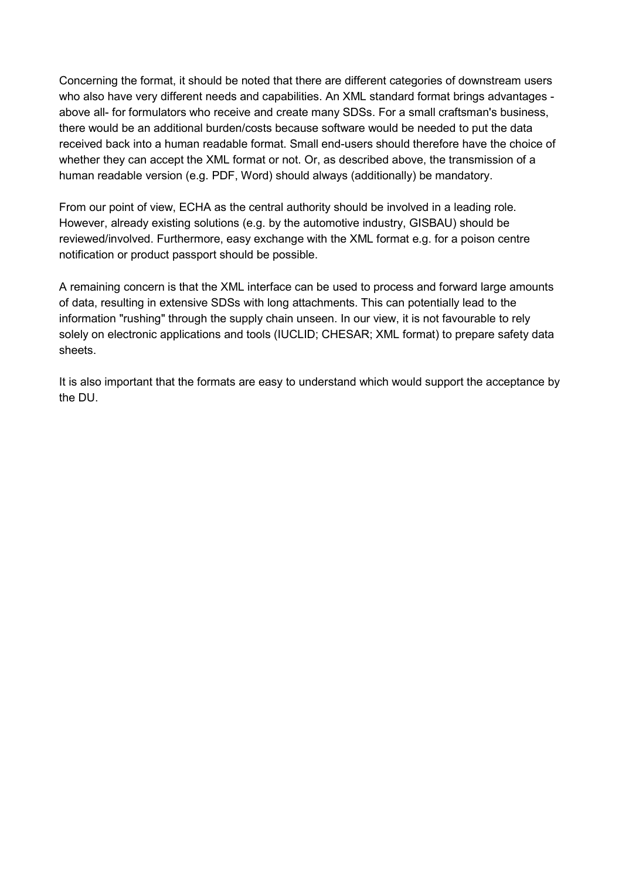Concerning the format, it should be noted that there are different categories of downstream users who also have very different needs and capabilities. An XML standard format brings advantages - above all- for formulators who receive and create many SDSs. For a small craftsman's business, there would be an additional burden/costs because software would be needed to put the data received back into a human readable format. Small end-users should therefore have the choice of whether they can accept the XML format or not. Or, as described above, the transmission of a human readable version (e.g. PDF, Word) should always (additionally) be mandatory.

From our point of view, ECHA as the central authority should be involved in a leading role. However, already existing solutions (e.g. by the automotive industry, GISBAU) should be reviewed/involved. Furthermore, easy exchange with the XML format e.g. for a poison centre notification or product passport should be possible.

A remaining concern is that the XML interface can be used to process and forward large amounts of data, resulting in extensive SDSs with long attachments. This can potentially lead to the information "rushing" through the supply chain unseen. In our view, it is not favourable to rely solely on electronic applications and tools (IUCLID; CHESAR; XML format) to prepare safety data sheets.

It is also important that the formats are easy to understand which would support the acceptance by the DU.